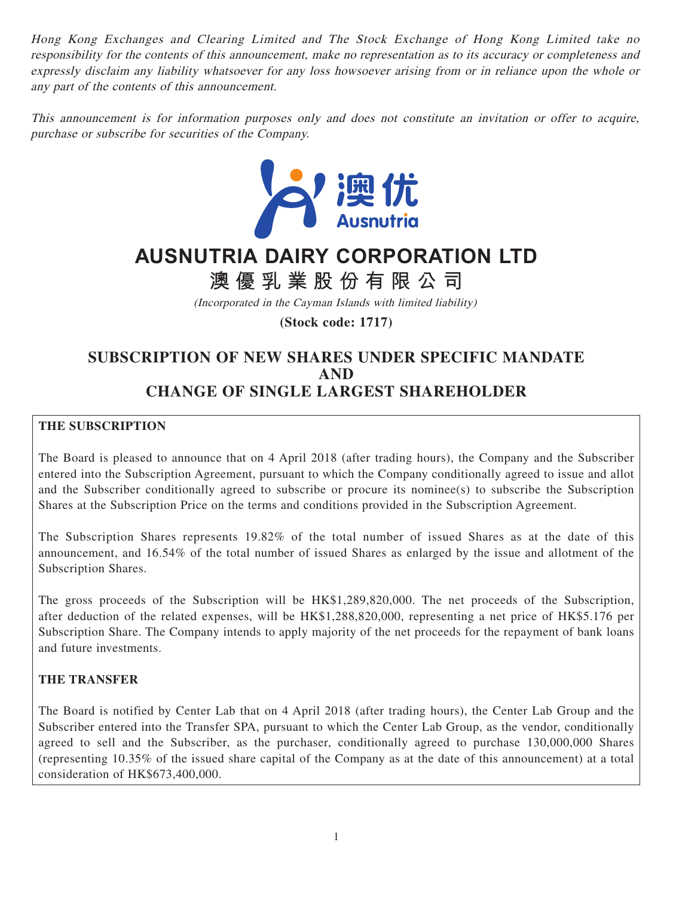*Hong Kong Exchanges and Clearing Limited and The Stock Exchange of Hong Kong Limited take no responsibility for the contents of this announcement, make no representation as to its accuracy or completeness and expressly disclaim any liability whatsoever for any loss howsoever arising from or in reliance upon the whole or any part of the contents of this announcement.*

*This announcement is for information purposes only and does not constitute an invitation or offer to acquire, purchase or subscribe for securities of the Company.*

澳优
Ausnutria

# AUSNUTRIA DAIRY CORPORATION LTD

# 澳優乳業股份有限公司

*(Incorporated in the Cayman Islands with limited liability)*

**(Stock code: 1717)**

## SUBSCRIPTION OF NEW SHARES UNDER SPECIFIC MANDATE AND CHANGE OF SINGLE LARGEST SHAREHOLDER

**THE SUBSCRIPTION**

The Board is pleased to announce that on 4 April 2018 (after trading hours), the Company and the Subscriber entered into the Subscription Agreement, pursuant to which the Company conditionally agreed to issue and allot and the Subscriber conditionally agreed to subscribe or procure its nominee(s) to subscribe the Subscription Shares at the Subscription Price on the terms and conditions provided in the Subscription Agreement.

The Subscription Shares represents 19.82% of the total number of issued Shares as at the date of this announcement, and 16.54% of the total number of issued Shares as enlarged by the issue and allotment of the Subscription Shares.

The gross proceeds of the Subscription will be HK$1,289,820,000. The net proceeds of the Subscription, after deduction of the related expenses, will be HK$1,288,820,000, representing a net price of HK$5.176 per Subscription Share. The Company intends to apply majority of the net proceeds for the repayment of bank loans and future investments.

**THE TRANSFER**

The Board is notified by Center Lab that on 4 April 2018 (after trading hours), the Center Lab Group and the Subscriber entered into the Transfer SPA, pursuant to which the Center Lab Group, as the vendor, conditionally agreed to sell and the Subscriber, as the purchaser, conditionally agreed to purchase 130,000,000 Shares (representing 10.35% of the issued share capital of the Company as at the date of this announcement) at a total consideration of HK$673,400,000.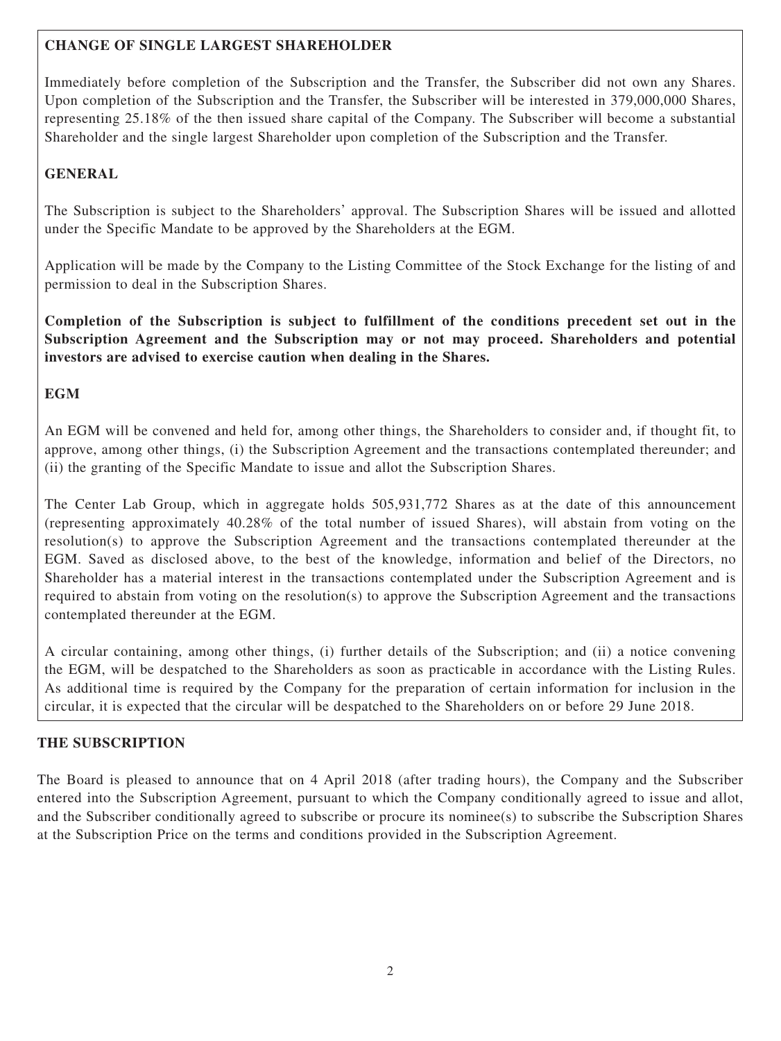**CHANGE OF SINGLE LARGEST SHAREHOLDER**

Immediately before completion of the Subscription and the Transfer, the Subscriber did not own any Shares. Upon completion of the Subscription and the Transfer, the Subscriber will be interested in 379,000,000 Shares, representing 25.18% of the then issued share capital of the Company. The Subscriber will become a substantial Shareholder and the single largest Shareholder upon completion of the Subscription and the Transfer.

**GENERAL**

The Subscription is subject to the Shareholders' approval. The Subscription Shares will be issued and allotted under the Specific Mandate to be approved by the Shareholders at the EGM.

Application will be made by the Company to the Listing Committee of the Stock Exchange for the listing of and permission to deal in the Subscription Shares.

**Completion of the Subscription is subject to fulfillment of the conditions precedent set out in the Subscription Agreement and the Subscription may or not may proceed. Shareholders and potential investors are advised to exercise caution when dealing in the Shares.**

**EGM**

An EGM will be convened and held for, among other things, the Shareholders to consider and, if thought fit, to approve, among other things, (i) the Subscription Agreement and the transactions contemplated thereunder; and (ii) the granting of the Specific Mandate to issue and allot the Subscription Shares.

The Center Lab Group, which in aggregate holds 505,931,772 Shares as at the date of this announcement (representing approximately 40.28% of the total number of issued Shares), will abstain from voting on the resolution(s) to approve the Subscription Agreement and the transactions contemplated thereunder at the EGM. Saved as disclosed above, to the best of the knowledge, information and belief of the Directors, no Shareholder has a material interest in the transactions contemplated under the Subscription Agreement and is required to abstain from voting on the resolution(s) to approve the Subscription Agreement and the transactions contemplated thereunder at the EGM.

A circular containing, among other things, (i) further details of the Subscription; and (ii) a notice convening the EGM, will be despatched to the Shareholders as soon as practicable in accordance with the Listing Rules. As additional time is required by the Company for the preparation of certain information for inclusion in the circular, it is expected that the circular will be despatched to the Shareholders on or before 29 June 2018.

**THE SUBSCRIPTION**

The Board is pleased to announce that on 4 April 2018 (after trading hours), the Company and the Subscriber entered into the Subscription Agreement, pursuant to which the Company conditionally agreed to issue and allot, and the Subscriber conditionally agreed to subscribe or procure its nominee(s) to subscribe the Subscription Shares at the Subscription Price on the terms and conditions provided in the Subscription Agreement.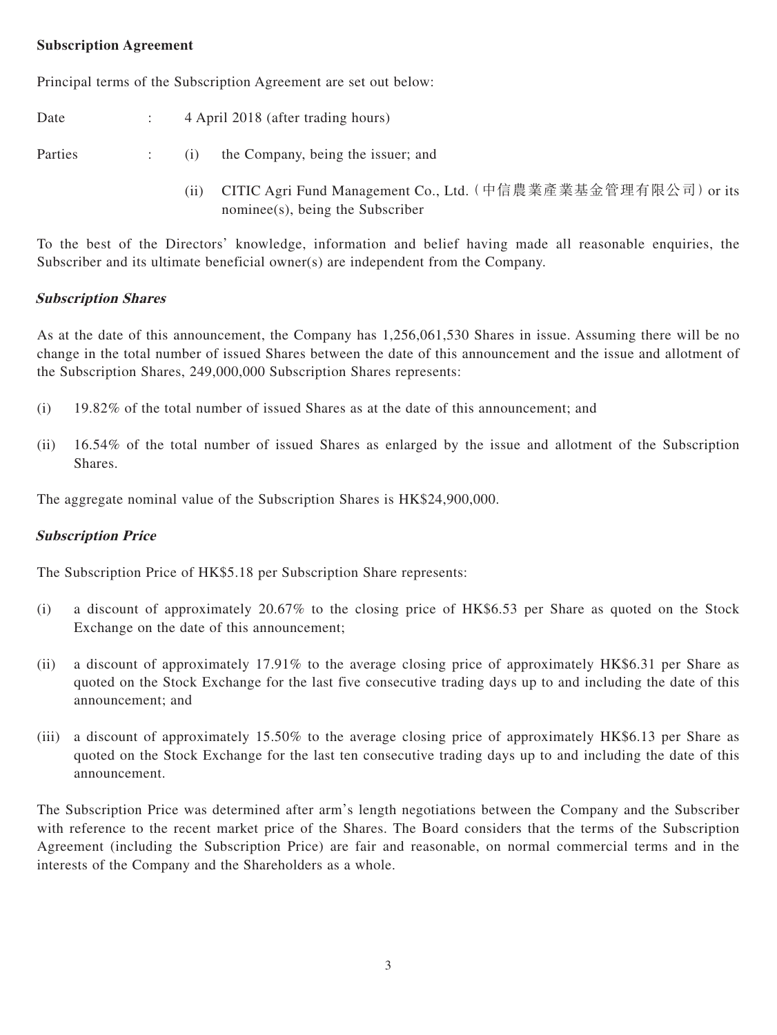**Subscription Agreement**

Principal terms of the Subscription Agreement are set out below:

Date : 4 April 2018 (after trading hours)

Parties : (i) the Company, being the issuer; and

(ii) CITIC Agri Fund Management Co., Ltd.（中信農業產業基金管理有限公司）or its nominee(s), being the Subscriber

To the best of the Directors' knowledge, information and belief having made all reasonable enquiries, the Subscriber and its ultimate beneficial owner(s) are independent from the Company.

***Subscription Shares***

As at the date of this announcement, the Company has 1,256,061,530 Shares in issue. Assuming there will be no change in the total number of issued Shares between the date of this announcement and the issue and allotment of the Subscription Shares, 249,000,000 Subscription Shares represents:

(i) 19.82% of the total number of issued Shares as at the date of this announcement; and

(ii) 16.54% of the total number of issued Shares as enlarged by the issue and allotment of the Subscription Shares.

The aggregate nominal value of the Subscription Shares is HK$24,900,000.

***Subscription Price***

The Subscription Price of HK$5.18 per Subscription Share represents:

(i) a discount of approximately 20.67% to the closing price of HK$6.53 per Share as quoted on the Stock Exchange on the date of this announcement;

(ii) a discount of approximately 17.91% to the average closing price of approximately HK$6.31 per Share as quoted on the Stock Exchange for the last five consecutive trading days up to and including the date of this announcement; and

(iii) a discount of approximately 15.50% to the average closing price of approximately HK$6.13 per Share as quoted on the Stock Exchange for the last ten consecutive trading days up to and including the date of this announcement.

The Subscription Price was determined after arm's length negotiations between the Company and the Subscriber with reference to the recent market price of the Shares. The Board considers that the terms of the Subscription Agreement (including the Subscription Price) are fair and reasonable, on normal commercial terms and in the interests of the Company and the Shareholders as a whole.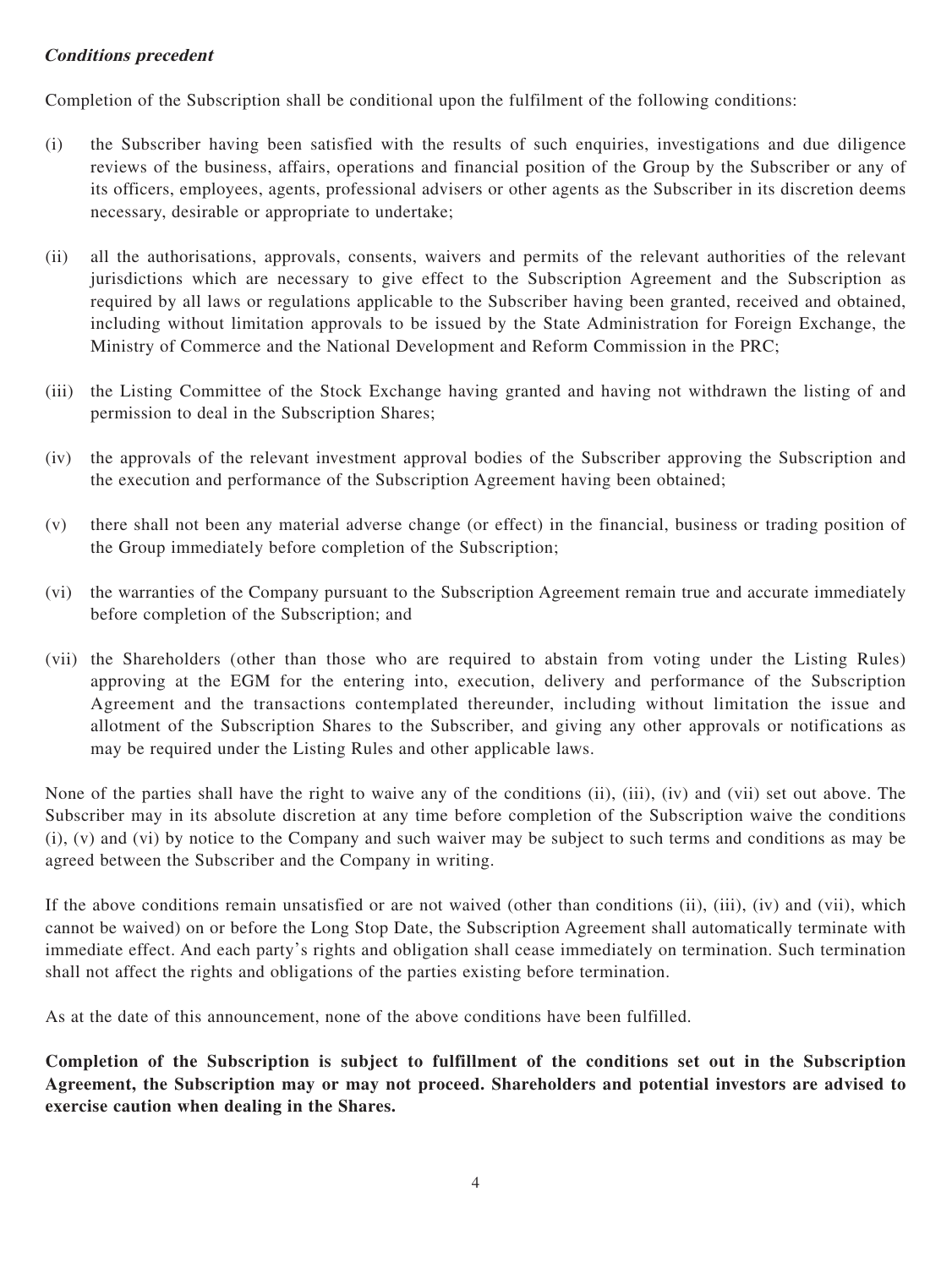***Conditions precedent***

Completion of the Subscription shall be conditional upon the fulfilment of the following conditions:

(i) the Subscriber having been satisfied with the results of such enquiries, investigations and due diligence reviews of the business, affairs, operations and financial position of the Group by the Subscriber or any of its officers, employees, agents, professional advisers or other agents as the Subscriber in its discretion deems necessary, desirable or appropriate to undertake;

(ii) all the authorisations, approvals, consents, waivers and permits of the relevant authorities of the relevant jurisdictions which are necessary to give effect to the Subscription Agreement and the Subscription as required by all laws or regulations applicable to the Subscriber having been granted, received and obtained, including without limitation approvals to be issued by the State Administration for Foreign Exchange, the Ministry of Commerce and the National Development and Reform Commission in the PRC;

(iii) the Listing Committee of the Stock Exchange having granted and having not withdrawn the listing of and permission to deal in the Subscription Shares;

(iv) the approvals of the relevant investment approval bodies of the Subscriber approving the Subscription and the execution and performance of the Subscription Agreement having been obtained;

(v) there shall not been any material adverse change (or effect) in the financial, business or trading position of the Group immediately before completion of the Subscription;

(vi) the warranties of the Company pursuant to the Subscription Agreement remain true and accurate immediately before completion of the Subscription; and

(vii) the Shareholders (other than those who are required to abstain from voting under the Listing Rules) approving at the EGM for the entering into, execution, delivery and performance of the Subscription Agreement and the transactions contemplated thereunder, including without limitation the issue and allotment of the Subscription Shares to the Subscriber, and giving any other approvals or notifications as may be required under the Listing Rules and other applicable laws.

None of the parties shall have the right to waive any of the conditions (ii), (iii), (iv) and (vii) set out above. The Subscriber may in its absolute discretion at any time before completion of the Subscription waive the conditions (i), (v) and (vi) by notice to the Company and such waiver may be subject to such terms and conditions as may be agreed between the Subscriber and the Company in writing.

If the above conditions remain unsatisfied or are not waived (other than conditions (ii), (iii), (iv) and (vii), which cannot be waived) on or before the Long Stop Date, the Subscription Agreement shall automatically terminate with immediate effect. And each party's rights and obligation shall cease immediately on termination. Such termination shall not affect the rights and obligations of the parties existing before termination.

As at the date of this announcement, none of the above conditions have been fulfilled.

**Completion of the Subscription is subject to fulfillment of the conditions set out in the Subscription Agreement, the Subscription may or may not proceed. Shareholders and potential investors are advised to exercise caution when dealing in the Shares.**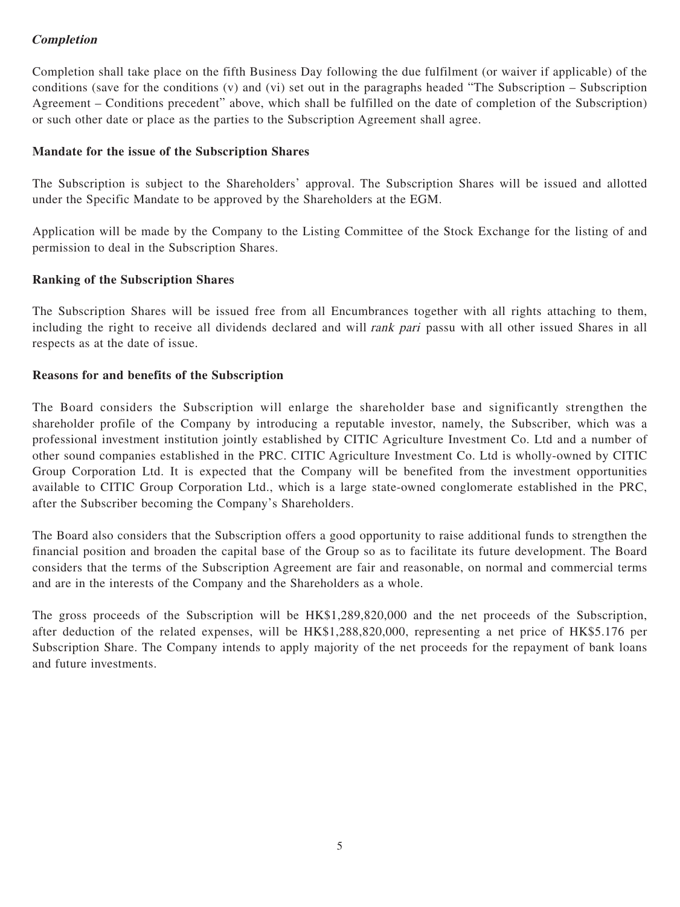***Completion***

Completion shall take place on the fifth Business Day following the due fulfilment (or waiver if applicable) of the conditions (save for the conditions (v) and (vi) set out in the paragraphs headed "The Subscription – Subscription Agreement – Conditions precedent" above, which shall be fulfilled on the date of completion of the Subscription) or such other date or place as the parties to the Subscription Agreement shall agree.

**Mandate for the issue of the Subscription Shares**

The Subscription is subject to the Shareholders' approval. The Subscription Shares will be issued and allotted under the Specific Mandate to be approved by the Shareholders at the EGM.

Application will be made by the Company to the Listing Committee of the Stock Exchange for the listing of and permission to deal in the Subscription Shares.

**Ranking of the Subscription Shares**

The Subscription Shares will be issued free from all Encumbrances together with all rights attaching to them, including the right to receive all dividends declared and will *rank pari* passu with all other issued Shares in all respects as at the date of issue.

**Reasons for and benefits of the Subscription**

The Board considers the Subscription will enlarge the shareholder base and significantly strengthen the shareholder profile of the Company by introducing a reputable investor, namely, the Subscriber, which was a professional investment institution jointly established by CITIC Agriculture Investment Co. Ltd and a number of other sound companies established in the PRC. CITIC Agriculture Investment Co. Ltd is wholly-owned by CITIC Group Corporation Ltd. It is expected that the Company will be benefited from the investment opportunities available to CITIC Group Corporation Ltd., which is a large state-owned conglomerate established in the PRC, after the Subscriber becoming the Company's Shareholders.

The Board also considers that the Subscription offers a good opportunity to raise additional funds to strengthen the financial position and broaden the capital base of the Group so as to facilitate its future development. The Board considers that the terms of the Subscription Agreement are fair and reasonable, on normal and commercial terms and are in the interests of the Company and the Shareholders as a whole.

The gross proceeds of the Subscription will be HK$1,289,820,000 and the net proceeds of the Subscription, after deduction of the related expenses, will be HK$1,288,820,000, representing a net price of HK$5.176 per Subscription Share. The Company intends to apply majority of the net proceeds for the repayment of bank loans and future investments.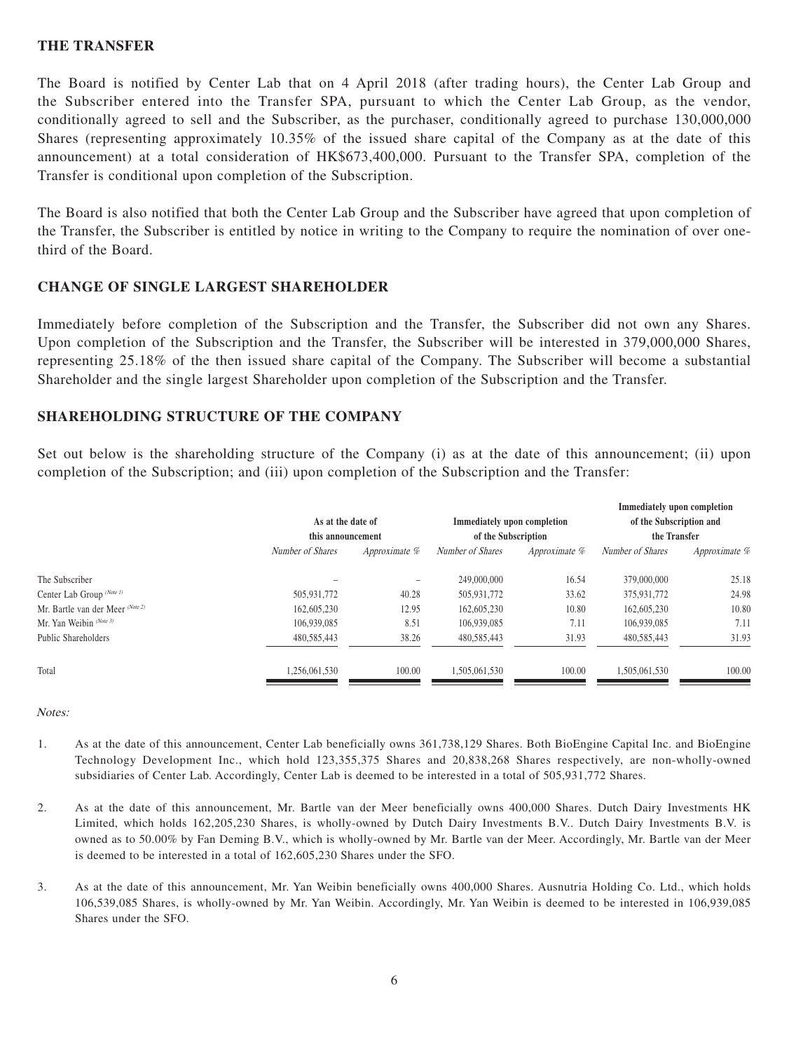## THE TRANSFER

The Board is notified by Center Lab that on 4 April 2018 (after trading hours), the Center Lab Group and the Subscriber entered into the Transfer SPA, pursuant to which the Center Lab Group, as the vendor, conditionally agreed to sell and the Subscriber, as the purchaser, conditionally agreed to purchase 130,000,000 Shares (representing approximately 10.35% of the issued share capital of the Company as at the date of this announcement) at a total consideration of HK$673,400,000. Pursuant to the Transfer SPA, completion of the Transfer is conditional upon completion of the Subscription.

The Board is also notified that both the Center Lab Group and the Subscriber have agreed that upon completion of the Transfer, the Subscriber is entitled by notice in writing to the Company to require the nomination of over one-third of the Board.

## CHANGE OF SINGLE LARGEST SHAREHOLDER

Immediately before completion of the Subscription and the Transfer, the Subscriber did not own any Shares. Upon completion of the Subscription and the Transfer, the Subscriber will be interested in 379,000,000 Shares, representing 25.18% of the then issued share capital of the Company. The Subscriber will become a substantial Shareholder and the single largest Shareholder upon completion of the Subscription and the Transfer.

## SHAREHOLDING STRUCTURE OF THE COMPANY

Set out below is the shareholding structure of the Company (i) as at the date of this announcement; (ii) upon completion of the Subscription; and (iii) upon completion of the Subscription and the Transfer:

| | As at the date of this announcement | | Immediately upon completion of the Subscription | | Immediately upon completion of the Subscription and the Transfer | |
|---|---|---|---|---|---|---|
| | *Number of Shares* | *Approximate %* | *Number of Shares* | *Approximate %* | *Number of Shares* | *Approximate %* |
| The Subscriber | – | – | 249,000,000 | 16.54 | 379,000,000 | 25.18 |
| Center Lab Group (Note 1) | 505,931,772 | 40.28 | 505,931,772 | 33.62 | 375,931,772 | 24.98 |
| Mr. Bartle van der Meer (Note 2) | 162,605,230 | 12.95 | 162,605,230 | 10.80 | 162,605,230 | 10.80 |
| Mr. Yan Weibin (Note 3) | 106,939,085 | 8.51 | 106,939,085 | 7.11 | 106,939,085 | 7.11 |
| Public Shareholders | 480,585,443 | 38.26 | 480,585,443 | 31.93 | 480,585,443 | 31.93 |
| Total | 1,256,061,530 | 100.00 | 1,505,061,530 | 100.00 | 1,505,061,530 | 100.00 |

*Notes:*

1. As at the date of this announcement, Center Lab beneficially owns 361,738,129 Shares. Both BioEngine Capital Inc. and BioEngine Technology Development Inc., which hold 123,355,375 Shares and 20,838,268 Shares respectively, are non-wholly-owned subsidiaries of Center Lab. Accordingly, Center Lab is deemed to be interested in a total of 505,931,772 Shares.

2. As at the date of this announcement, Mr. Bartle van der Meer beneficially owns 400,000 Shares. Dutch Dairy Investments HK Limited, which holds 162,205,230 Shares, is wholly-owned by Dutch Dairy Investments B.V.. Dutch Dairy Investments B.V. is owned as to 50.00% by Fan Deming B.V., which is wholly-owned by Mr. Bartle van der Meer. Accordingly, Mr. Bartle van der Meer is deemed to be interested in a total of 162,605,230 Shares under the SFO.

3. As at the date of this announcement, Mr. Yan Weibin beneficially owns 400,000 Shares. Ausnutria Holding Co. Ltd., which holds 106,539,085 Shares, is wholly-owned by Mr. Yan Weibin. Accordingly, Mr. Yan Weibin is deemed to be interested in 106,939,085 Shares under the SFO.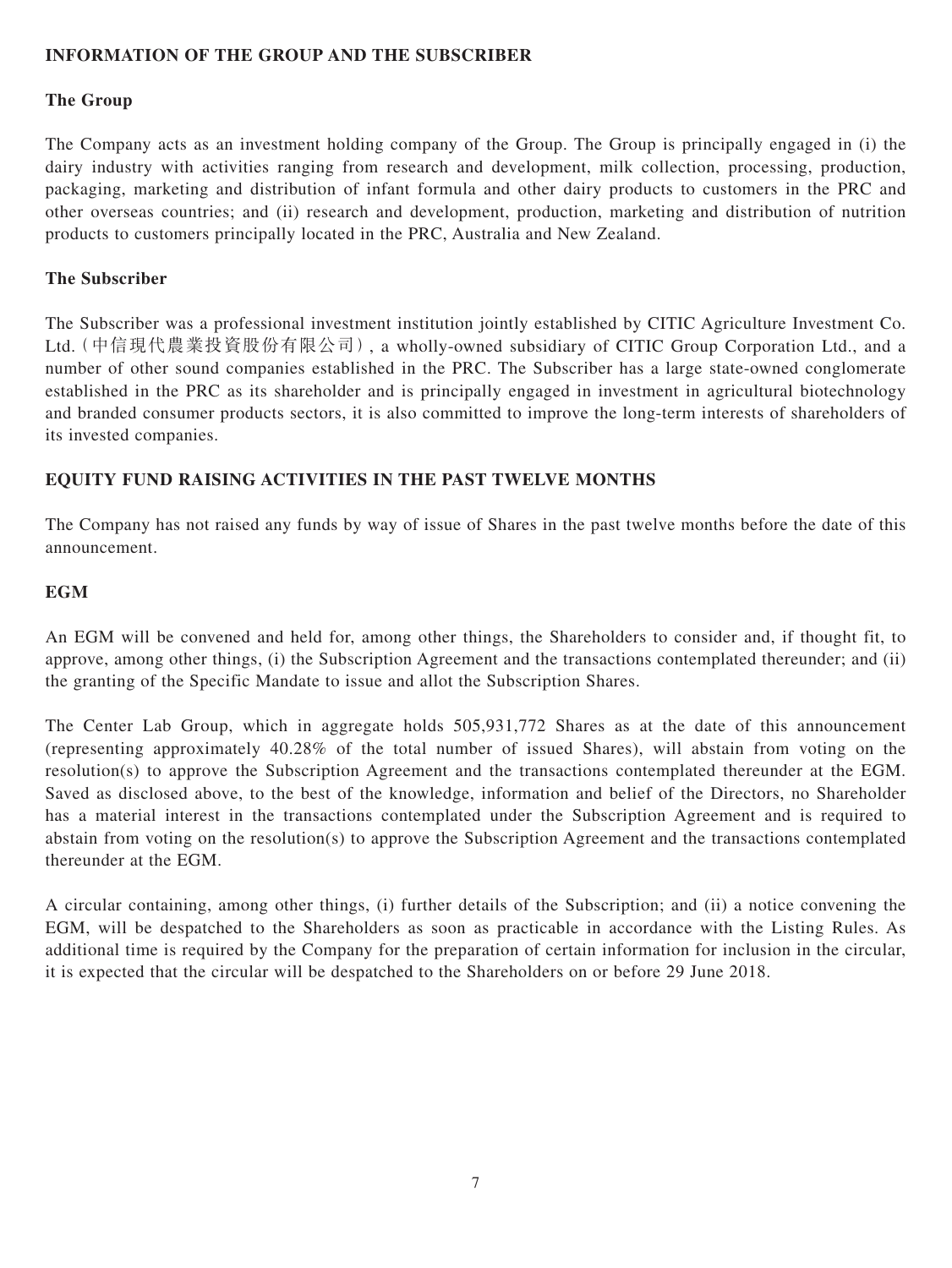## INFORMATION OF THE GROUP AND THE SUBSCRIBER

### The Group

The Company acts as an investment holding company of the Group. The Group is principally engaged in (i) the dairy industry with activities ranging from research and development, milk collection, processing, production, packaging, marketing and distribution of infant formula and other dairy products to customers in the PRC and other overseas countries; and (ii) research and development, production, marketing and distribution of nutrition products to customers principally located in the PRC, Australia and New Zealand.

### The Subscriber

The Subscriber was a professional investment institution jointly established by CITIC Agriculture Investment Co. Ltd.（中信現代農業投資股份有限公司）, a wholly-owned subsidiary of CITIC Group Corporation Ltd., and a number of other sound companies established in the PRC. The Subscriber has a large state-owned conglomerate established in the PRC as its shareholder and is principally engaged in investment in agricultural biotechnology and branded consumer products sectors, it is also committed to improve the long-term interests of shareholders of its invested companies.

## EQUITY FUND RAISING ACTIVITIES IN THE PAST TWELVE MONTHS

The Company has not raised any funds by way of issue of Shares in the past twelve months before the date of this announcement.

## EGM

An EGM will be convened and held for, among other things, the Shareholders to consider and, if thought fit, to approve, among other things, (i) the Subscription Agreement and the transactions contemplated thereunder; and (ii) the granting of the Specific Mandate to issue and allot the Subscription Shares.

The Center Lab Group, which in aggregate holds 505,931,772 Shares as at the date of this announcement (representing approximately 40.28% of the total number of issued Shares), will abstain from voting on the resolution(s) to approve the Subscription Agreement and the transactions contemplated thereunder at the EGM. Saved as disclosed above, to the best of the knowledge, information and belief of the Directors, no Shareholder has a material interest in the transactions contemplated under the Subscription Agreement and is required to abstain from voting on the resolution(s) to approve the Subscription Agreement and the transactions contemplated thereunder at the EGM.

A circular containing, among other things, (i) further details of the Subscription; and (ii) a notice convening the EGM, will be despatched to the Shareholders as soon as practicable in accordance with the Listing Rules. As additional time is required by the Company for the preparation of certain information for inclusion in the circular, it is expected that the circular will be despatched to the Shareholders on or before 29 June 2018.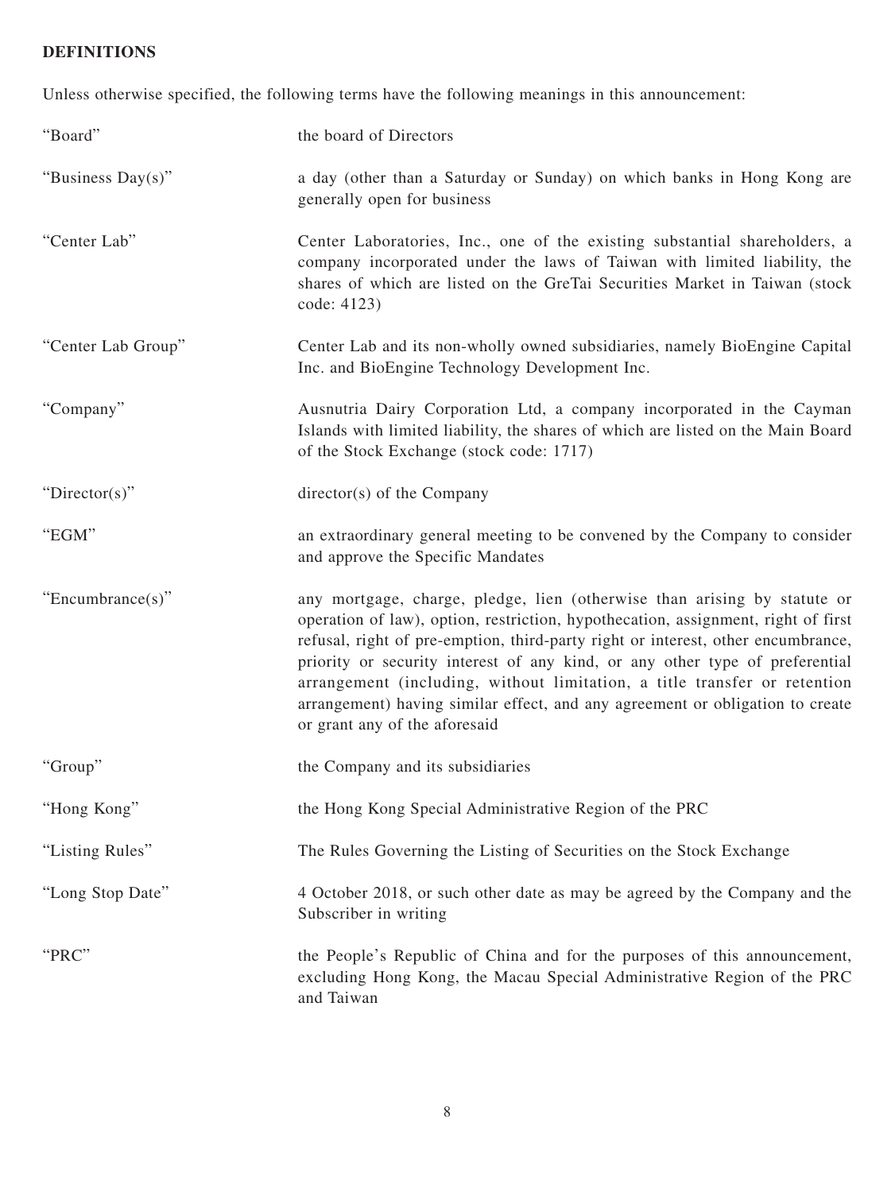## DEFINITIONS

Unless otherwise specified, the following terms have the following meanings in this announcement:

| Term | Definition |
| --- | --- |
| "Board" | the board of Directors |
| "Business Day(s)" | a day (other than a Saturday or Sunday) on which banks in Hong Kong are generally open for business |
| "Center Lab" | Center Laboratories, Inc., one of the existing substantial shareholders, a company incorporated under the laws of Taiwan with limited liability, the shares of which are listed on the GreTai Securities Market in Taiwan (stock code: 4123) |
| "Center Lab Group" | Center Lab and its non-wholly owned subsidiaries, namely BioEngine Capital Inc. and BioEngine Technology Development Inc. |
| "Company" | Ausnutria Dairy Corporation Ltd, a company incorporated in the Cayman Islands with limited liability, the shares of which are listed on the Main Board of the Stock Exchange (stock code: 1717) |
| "Director(s)" | director(s) of the Company |
| "EGM" | an extraordinary general meeting to be convened by the Company to consider and approve the Specific Mandates |
| "Encumbrance(s)" | any mortgage, charge, pledge, lien (otherwise than arising by statute or operation of law), option, restriction, hypothecation, assignment, right of first refusal, right of pre-emption, third-party right or interest, other encumbrance, priority or security interest of any kind, or any other type of preferential arrangement (including, without limitation, a title transfer or retention arrangement) having similar effect, and any agreement or obligation to create or grant any of the aforesaid |
| "Group" | the Company and its subsidiaries |
| "Hong Kong" | the Hong Kong Special Administrative Region of the PRC |
| "Listing Rules" | The Rules Governing the Listing of Securities on the Stock Exchange |
| "Long Stop Date" | 4 October 2018, or such other date as may be agreed by the Company and the Subscriber in writing |
| "PRC" | the People's Republic of China and for the purposes of this announcement, excluding Hong Kong, the Macau Special Administrative Region of the PRC and Taiwan |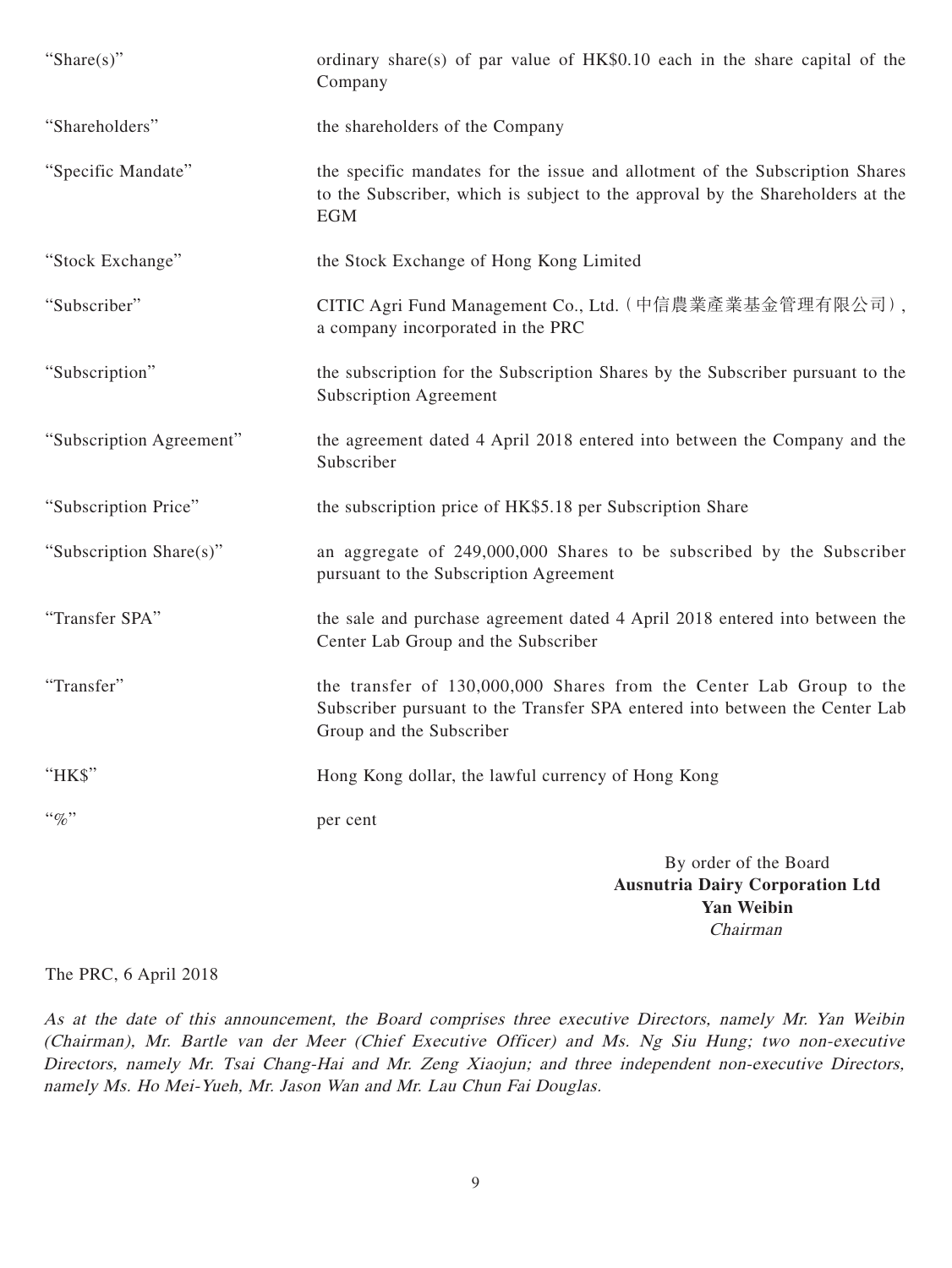| | |
|---|---|
| "Share(s)" | ordinary share(s) of par value of HK$0.10 each in the share capital of the Company |
| "Shareholders" | the shareholders of the Company |
| "Specific Mandate" | the specific mandates for the issue and allotment of the Subscription Shares to the Subscriber, which is subject to the approval by the Shareholders at the EGM |
| "Stock Exchange" | the Stock Exchange of Hong Kong Limited |
| "Subscriber" | CITIC Agri Fund Management Co., Ltd.（中信農業產業基金管理有限公司）, a company incorporated in the PRC |
| "Subscription" | the subscription for the Subscription Shares by the Subscriber pursuant to the Subscription Agreement |
| "Subscription Agreement" | the agreement dated 4 April 2018 entered into between the Company and the Subscriber |
| "Subscription Price" | the subscription price of HK$5.18 per Subscription Share |
| "Subscription Share(s)" | an aggregate of 249,000,000 Shares to be subscribed by the Subscriber pursuant to the Subscription Agreement |
| "Transfer SPA" | the sale and purchase agreement dated 4 April 2018 entered into between the Center Lab Group and the Subscriber |
| "Transfer" | the transfer of 130,000,000 Shares from the Center Lab Group to the Subscriber pursuant to the Transfer SPA entered into between the Center Lab Group and the Subscriber |
| "HK$" | Hong Kong dollar, the lawful currency of Hong Kong |
| "%" | per cent |

By order of the Board
**Ausnutria Dairy Corporation Ltd**
**Yan Weibin**
*Chairman*

The PRC, 6 April 2018

*As at the date of this announcement, the Board comprises three executive Directors, namely Mr. Yan Weibin (Chairman), Mr. Bartle van der Meer (Chief Executive Officer) and Ms. Ng Siu Hung; two non-executive Directors, namely Mr. Tsai Chang-Hai and Mr. Zeng Xiaojun; and three independent non-executive Directors, namely Ms. Ho Mei-Yueh, Mr. Jason Wan and Mr. Lau Chun Fai Douglas.*